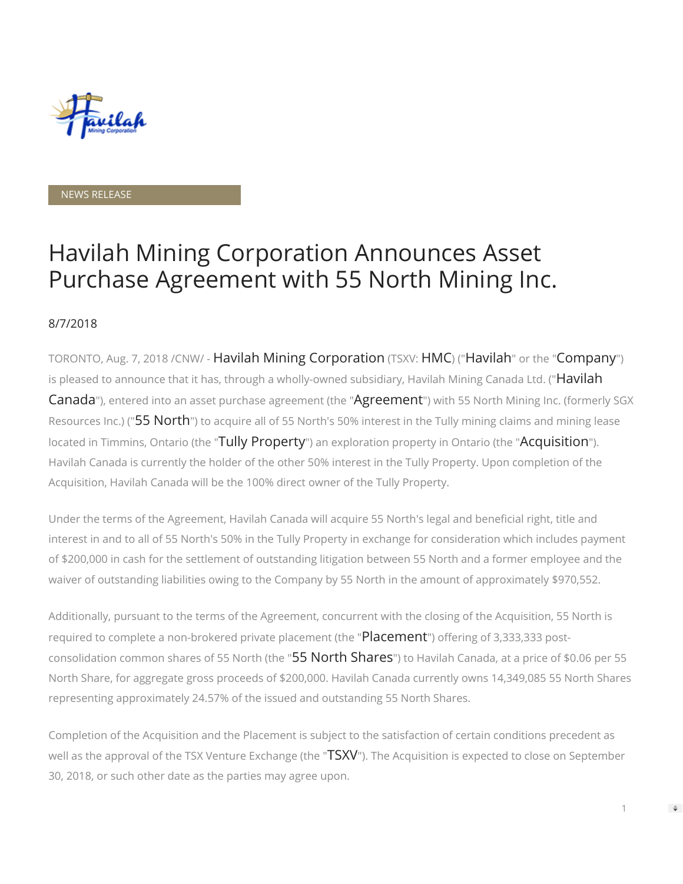NEWS RELEASE

# Havilah Mining Corporation Announces Asset Purchase Agreement with 55 North Mining Inc.

8/7/2018

TORONTO, Aug. 7, 2018 /CNW/ - Havilah Mining Corporation (TSXV: HMC) ("Havilah" or the "Company") is pleased to announce that it has, through a wholly-owned subsidiary, Havilah Mining Canada Ltd. ("Havilah Canada"), entered into an asset purchase agreement (the "Agreement") with 55 North Mining Inc. (formerly SGX Resources Inc.) ("55 North") to acquire all of 55 North's 50% interest in the Tully mining claims and mining lease located in Timmins, Ontario (the "Tully Property") an exploration property in Ontario (the "Acquisition"). Havilah Canada is currently the holder of the other 50% interest in the Tully Property. Upon completion of the Acquisition, Havilah Canada will be the 100% direct owner of the Tully Property.

Under the terms of the Agreement, Havilah Canada will acquire 55 North's legal and beneficial right, title and interest in and to all of 55 North's 50% in the Tully Property in exchange for consideration which includes payment of $200,000 in cash for the settlement of outstanding litigation between 55 North and a former employee and the waiver of outstanding liabilities owing to the Company by 55 North in the amount of approximately $970,552.

Additionally, pursuant to the terms of the Agreement, concurrent with the closing of the Acquisition, 55 North is required to complete a non-brokered private placement (the "Placement") offering of 3,333,333 post-consolidation common shares of 55 North (the "55 North Shares") to Havilah Canada, at a price of $0.06 per 55 North Share, for aggregate gross proceeds of $200,000. Havilah Canada currently owns 14,349,085 55 North Shares representing approximately 24.57% of the issued and outstanding 55 North Shares.

Completion of the Acquisition and the Placement is subject to the satisfaction of certain conditions precedent as well as the approval of the TSX Venture Exchange (the "TSXV"). The Acquisition is expected to close on September 30, 2018, or such other date as the parties may agree upon.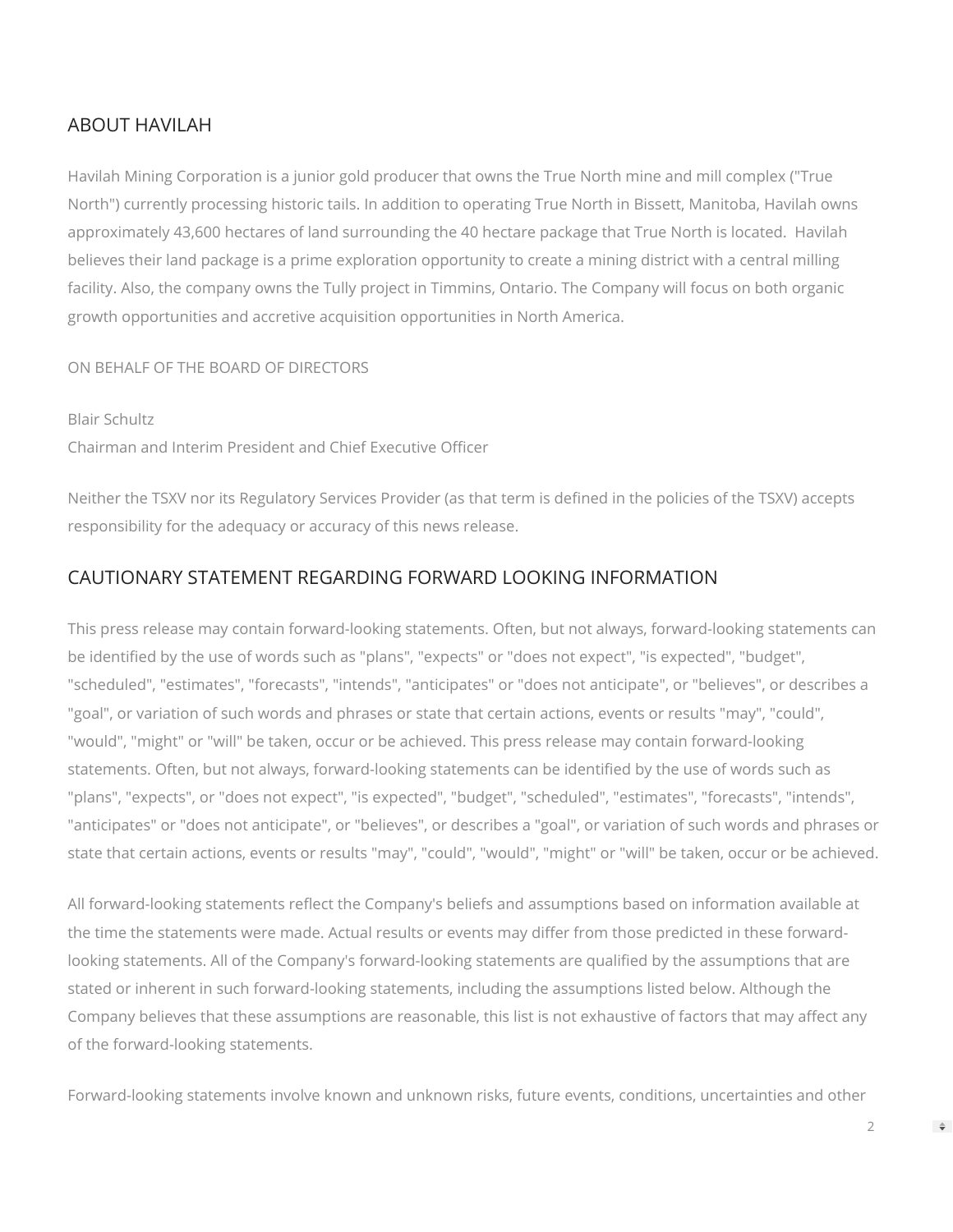## ABOUT HAVILAH

Havilah Mining Corporation is a junior gold producer that owns the True North mine and mill complex ("True North") currently processing historic tails. In addition to operating True North in Bissett, Manitoba, Havilah owns approximately 43,600 hectares of land surrounding the 40 hectare package that True North is located. Havilah believes their land package is a prime exploration opportunity to create a mining district with a central milling facility. Also, the company owns the Tully project in Timmins, Ontario. The Company will focus on both organic growth opportunities and accretive acquisition opportunities in North America.

ON BEHALF OF THE BOARD OF DIRECTORS

Blair Schultz
Chairman and Interim President and Chief Executive Officer

Neither the TSXV nor its Regulatory Services Provider (as that term is defined in the policies of the TSXV) accepts responsibility for the adequacy or accuracy of this news release.

## CAUTIONARY STATEMENT REGARDING FORWARD LOOKING INFORMATION

This press release may contain forward-looking statements. Often, but not always, forward-looking statements can be identified by the use of words such as "plans", "expects" or "does not expect", "is expected", "budget", "scheduled", "estimates", "forecasts", "intends", "anticipates" or "does not anticipate", or "believes", or describes a "goal", or variation of such words and phrases or state that certain actions, events or results "may", "could", "would", "might" or "will" be taken, occur or be achieved. This press release may contain forward-looking statements. Often, but not always, forward-looking statements can be identified by the use of words such as "plans", "expects", or "does not expect", "is expected", "budget", "scheduled", "estimates", "forecasts", "intends", "anticipates" or "does not anticipate", or "believes", or describes a "goal", or variation of such words and phrases or state that certain actions, events or results "may", "could", "would", "might" or "will" be taken, occur or be achieved.

All forward-looking statements reflect the Company's beliefs and assumptions based on information available at the time the statements were made. Actual results or events may differ from those predicted in these forward-looking statements. All of the Company's forward-looking statements are qualified by the assumptions that are stated or inherent in such forward-looking statements, including the assumptions listed below. Although the Company believes that these assumptions are reasonable, this list is not exhaustive of factors that may affect any of the forward-looking statements.

Forward-looking statements involve known and unknown risks, future events, conditions, uncertainties and other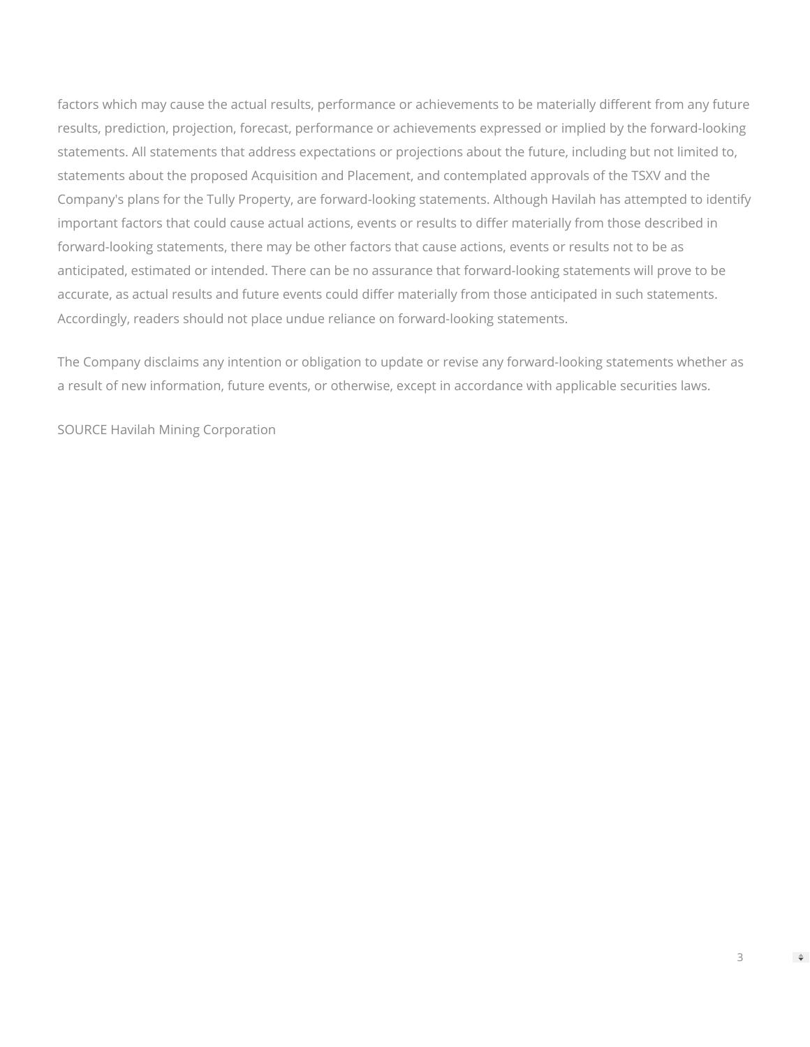factors which may cause the actual results, performance or achievements to be materially different from any future results, prediction, projection, forecast, performance or achievements expressed or implied by the forward-looking statements. All statements that address expectations or projections about the future, including but not limited to, statements about the proposed Acquisition and Placement, and contemplated approvals of the TSXV and the Company's plans for the Tully Property, are forward-looking statements. Although Havilah has attempted to identify important factors that could cause actual actions, events or results to differ materially from those described in forward-looking statements, there may be other factors that cause actions, events or results not to be as anticipated, estimated or intended. There can be no assurance that forward-looking statements will prove to be accurate, as actual results and future events could differ materially from those anticipated in such statements. Accordingly, readers should not place undue reliance on forward-looking statements.

The Company disclaims any intention or obligation to update or revise any forward-looking statements whether as a result of new information, future events, or otherwise, except in accordance with applicable securities laws.

SOURCE Havilah Mining Corporation